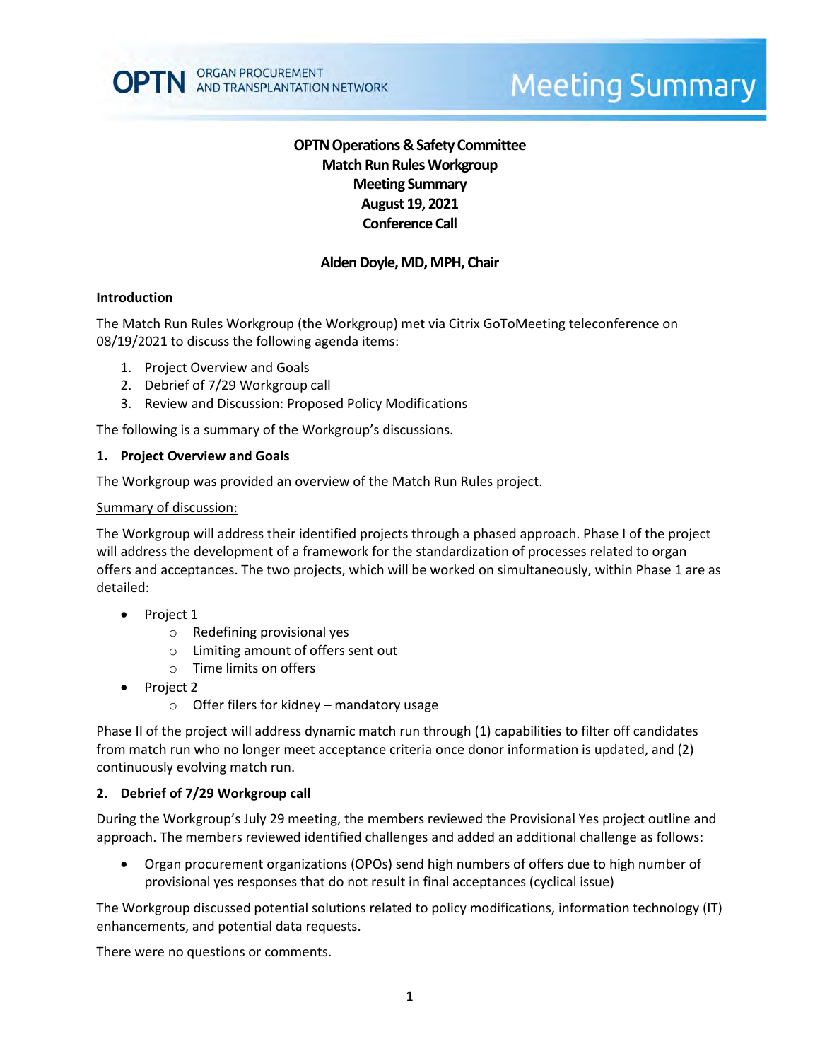# OPTN Operations & Safety Committee
# Match Run Rules Workgroup
# Meeting Summary
# August 19, 2021
# Conference Call

## Alden Doyle, MD, MPH, Chair

### Introduction

The Match Run Rules Workgroup (the Workgroup) met via Citrix GoToMeeting teleconference on 08/19/2021 to discuss the following agenda items:

1. Project Overview and Goals
2. Debrief of 7/29 Workgroup call
3. Review and Discussion: Proposed Policy Modifications

The following is a summary of the Workgroup's discussions.

### 1. Project Overview and Goals

The Workgroup was provided an overview of the Match Run Rules project.

Summary of discussion:

The Workgroup will address their identified projects through a phased approach. Phase I of the project will address the development of a framework for the standardization of processes related to organ offers and acceptances. The two projects, which will be worked on simultaneously, within Phase 1 are as detailed:

- Project 1
  - Redefining provisional yes
  - Limiting amount of offers sent out
  - Time limits on offers
- Project 2
  - Offer filers for kidney – mandatory usage

Phase II of the project will address dynamic match run through (1) capabilities to filter off candidates from match run who no longer meet acceptance criteria once donor information is updated, and (2) continuously evolving match run.

### 2. Debrief of 7/29 Workgroup call

During the Workgroup's July 29 meeting, the members reviewed the Provisional Yes project outline and approach. The members reviewed identified challenges and added an additional challenge as follows:

- Organ procurement organizations (OPOs) send high numbers of offers due to high number of provisional yes responses that do not result in final acceptances (cyclical issue)

The Workgroup discussed potential solutions related to policy modifications, information technology (IT) enhancements, and potential data requests.

There were no questions or comments.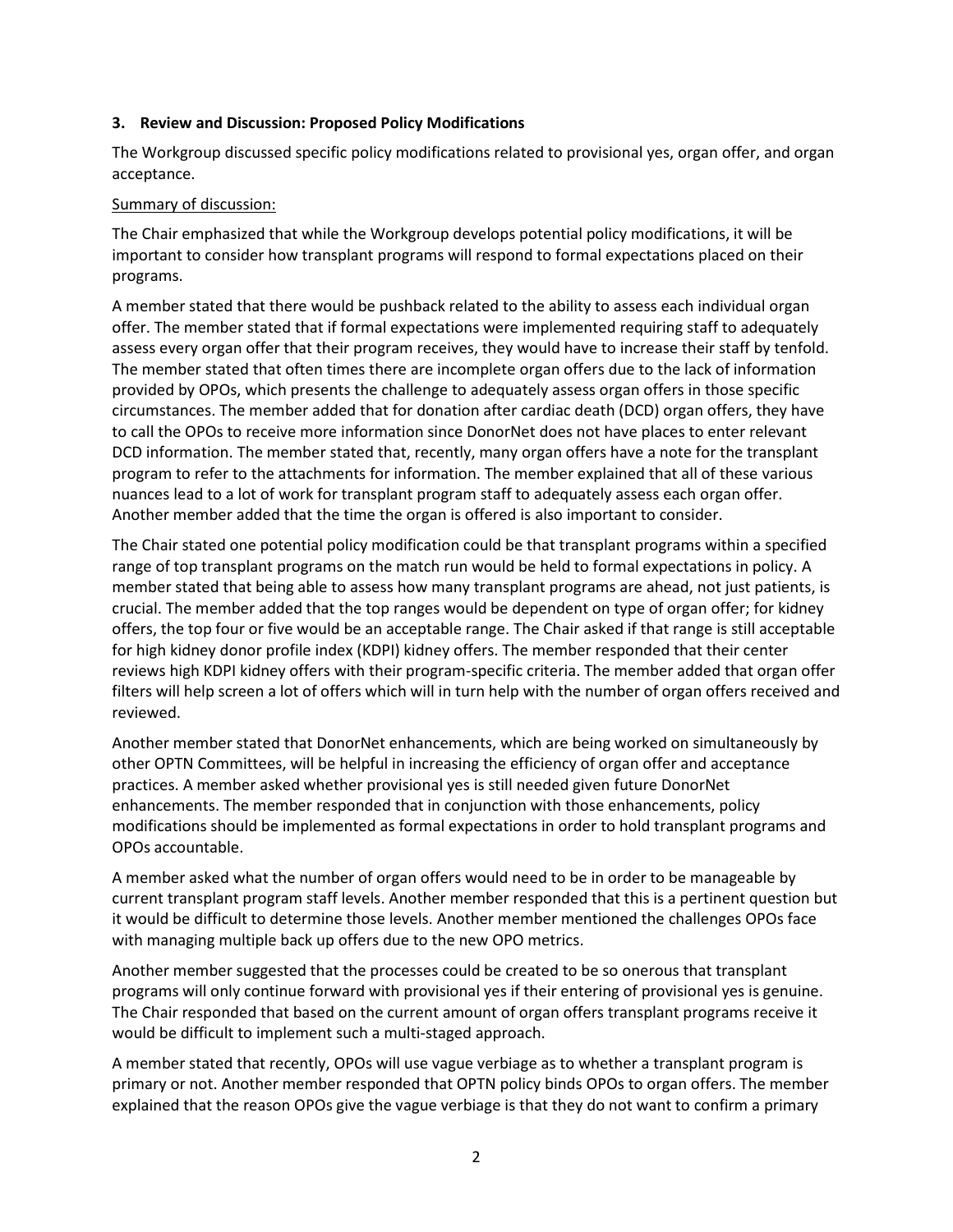### 3. Review and Discussion: Proposed Policy Modifications

The Workgroup discussed specific policy modifications related to provisional yes, organ offer, and organ acceptance.

Summary of discussion:

The Chair emphasized that while the Workgroup develops potential policy modifications, it will be important to consider how transplant programs will respond to formal expectations placed on their programs.

A member stated that there would be pushback related to the ability to assess each individual organ offer. The member stated that if formal expectations were implemented requiring staff to adequately assess every organ offer that their program receives, they would have to increase their staff by tenfold. The member stated that often times there are incomplete organ offers due to the lack of information provided by OPOs, which presents the challenge to adequately assess organ offers in those specific circumstances. The member added that for donation after cardiac death (DCD) organ offers, they have to call the OPOs to receive more information since DonorNet does not have places to enter relevant DCD information. The member stated that, recently, many organ offers have a note for the transplant program to refer to the attachments for information. The member explained that all of these various nuances lead to a lot of work for transplant program staff to adequately assess each organ offer. Another member added that the time the organ is offered is also important to consider.

The Chair stated one potential policy modification could be that transplant programs within a specified range of top transplant programs on the match run would be held to formal expectations in policy. A member stated that being able to assess how many transplant programs are ahead, not just patients, is crucial. The member added that the top ranges would be dependent on type of organ offer; for kidney offers, the top four or five would be an acceptable range. The Chair asked if that range is still acceptable for high kidney donor profile index (KDPI) kidney offers. The member responded that their center reviews high KDPI kidney offers with their program-specific criteria. The member added that organ offer filters will help screen a lot of offers which will in turn help with the number of organ offers received and reviewed.

Another member stated that DonorNet enhancements, which are being worked on simultaneously by other OPTN Committees, will be helpful in increasing the efficiency of organ offer and acceptance practices. A member asked whether provisional yes is still needed given future DonorNet enhancements. The member responded that in conjunction with those enhancements, policy modifications should be implemented as formal expectations in order to hold transplant programs and OPOs accountable.

A member asked what the number of organ offers would need to be in order to be manageable by current transplant program staff levels. Another member responded that this is a pertinent question but it would be difficult to determine those levels. Another member mentioned the challenges OPOs face with managing multiple back up offers due to the new OPO metrics.

Another member suggested that the processes could be created to be so onerous that transplant programs will only continue forward with provisional yes if their entering of provisional yes is genuine. The Chair responded that based on the current amount of organ offers transplant programs receive it would be difficult to implement such a multi-staged approach.

A member stated that recently, OPOs will use vague verbiage as to whether a transplant program is primary or not. Another member responded that OPTN policy binds OPOs to organ offers. The member explained that the reason OPOs give the vague verbiage is that they do not want to confirm a primary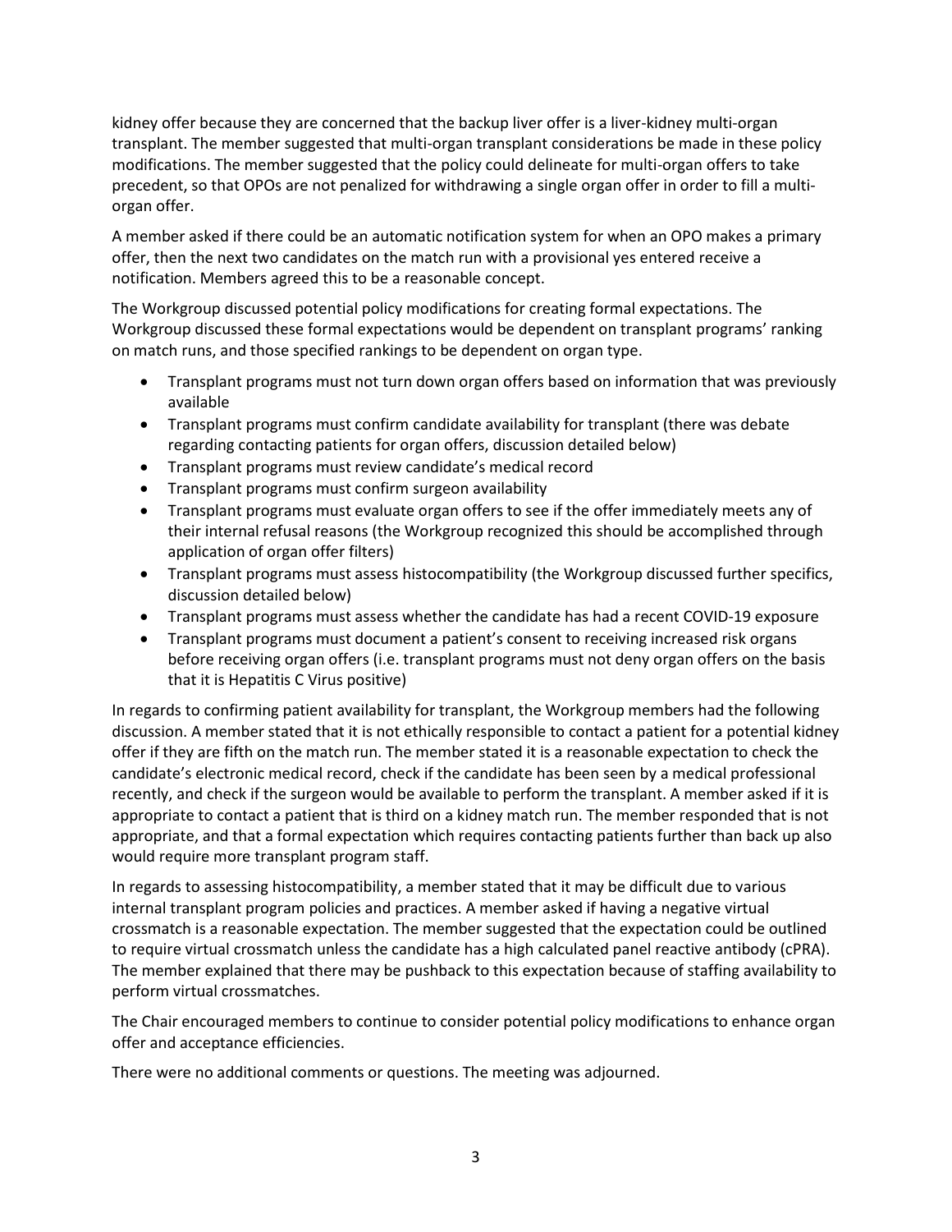kidney offer because they are concerned that the backup liver offer is a liver-kidney multi-organ transplant. The member suggested that multi-organ transplant considerations be made in these policy modifications. The member suggested that the policy could delineate for multi-organ offers to take precedent, so that OPOs are not penalized for withdrawing a single organ offer in order to fill a multi-organ offer.

A member asked if there could be an automatic notification system for when an OPO makes a primary offer, then the next two candidates on the match run with a provisional yes entered receive a notification. Members agreed this to be a reasonable concept.

The Workgroup discussed potential policy modifications for creating formal expectations. The Workgroup discussed these formal expectations would be dependent on transplant programs' ranking on match runs, and those specified rankings to be dependent on organ type.

- Transplant programs must not turn down organ offers based on information that was previously available
- Transplant programs must confirm candidate availability for transplant (there was debate regarding contacting patients for organ offers, discussion detailed below)
- Transplant programs must review candidate's medical record
- Transplant programs must confirm surgeon availability
- Transplant programs must evaluate organ offers to see if the offer immediately meets any of their internal refusal reasons (the Workgroup recognized this should be accomplished through application of organ offer filters)
- Transplant programs must assess histocompatibility (the Workgroup discussed further specifics, discussion detailed below)
- Transplant programs must assess whether the candidate has had a recent COVID-19 exposure
- Transplant programs must document a patient's consent to receiving increased risk organs before receiving organ offers (i.e. transplant programs must not deny organ offers on the basis that it is Hepatitis C Virus positive)

In regards to confirming patient availability for transplant, the Workgroup members had the following discussion. A member stated that it is not ethically responsible to contact a patient for a potential kidney offer if they are fifth on the match run. The member stated it is a reasonable expectation to check the candidate's electronic medical record, check if the candidate has been seen by a medical professional recently, and check if the surgeon would be available to perform the transplant. A member asked if it is appropriate to contact a patient that is third on a kidney match run. The member responded that is not appropriate, and that a formal expectation which requires contacting patients further than back up also would require more transplant program staff.

In regards to assessing histocompatibility, a member stated that it may be difficult due to various internal transplant program policies and practices. A member asked if having a negative virtual crossmatch is a reasonable expectation. The member suggested that the expectation could be outlined to require virtual crossmatch unless the candidate has a high calculated panel reactive antibody (cPRA). The member explained that there may be pushback to this expectation because of staffing availability to perform virtual crossmatches.

The Chair encouraged members to continue to consider potential policy modifications to enhance organ offer and acceptance efficiencies.

There were no additional comments or questions. The meeting was adjourned.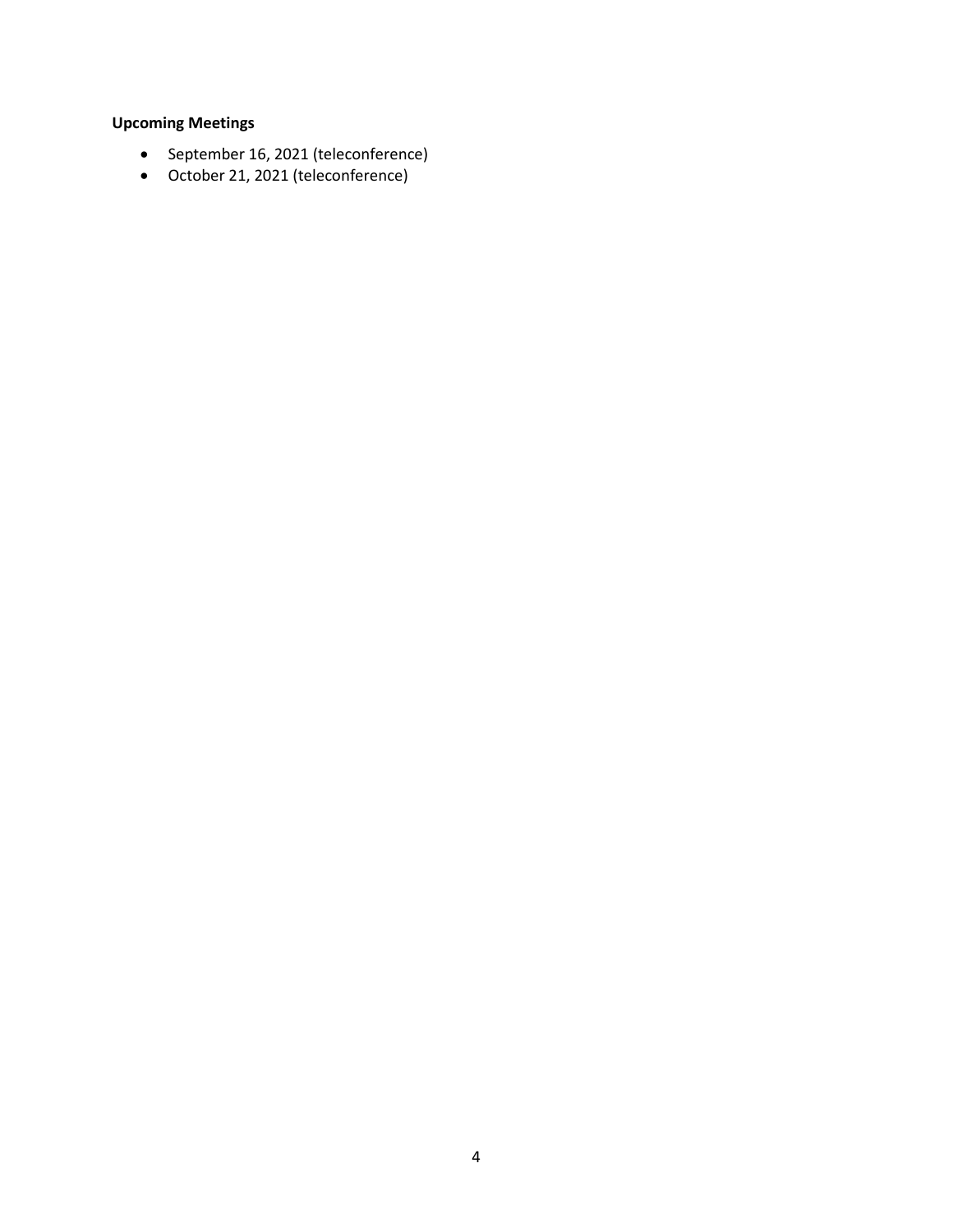**Upcoming Meetings**

- September 16, 2021 (teleconference)
- October 21, 2021 (teleconference)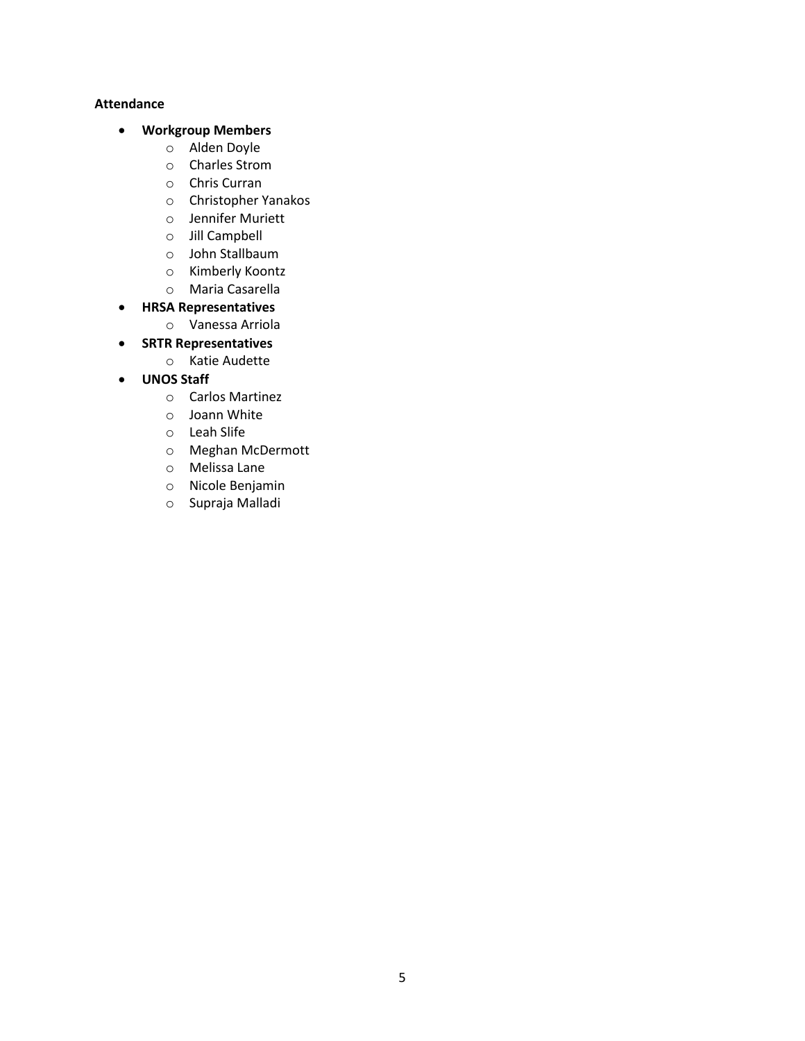**Attendance**

- **Workgroup Members**
  - Alden Doyle
  - Charles Strom
  - Chris Curran
  - Christopher Yanakos
  - Jennifer Muriett
  - Jill Campbell
  - John Stallbaum
  - Kimberly Koontz
  - Maria Casarella
- **HRSA Representatives**
  - Vanessa Arriola
- **SRTR Representatives**
  - Katie Audette
- **UNOS Staff**
  - Carlos Martinez
  - Joann White
  - Leah Slife
  - Meghan McDermott
  - Melissa Lane
  - Nicole Benjamin
  - Supraja Malladi